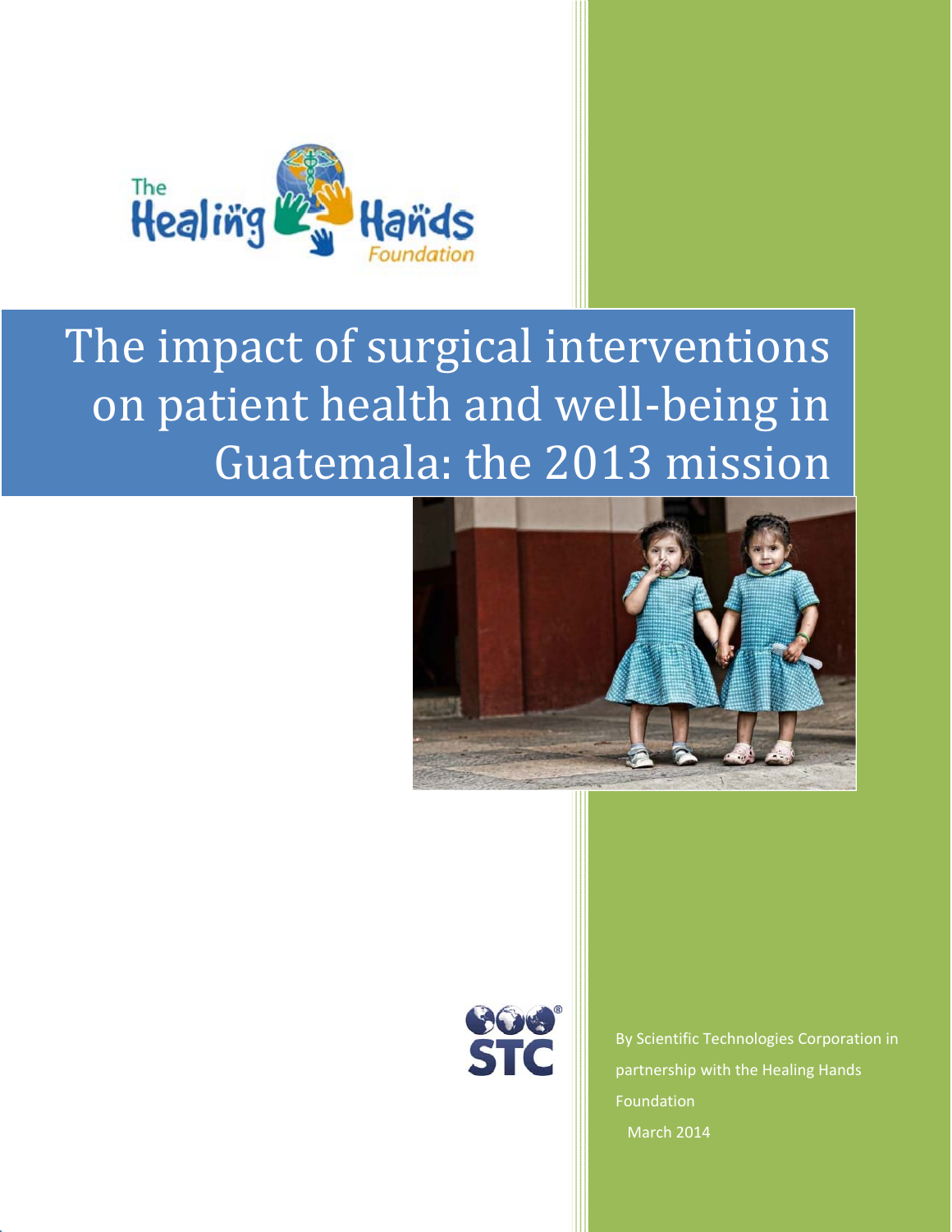The Healing Hands Foundation

# The impact of surgical interventions on patient health and well-being in Guatemala: the 2013 mission

STC

By Scientific Technologies Corporation in partnership with the Healing Hands Foundation

March 2014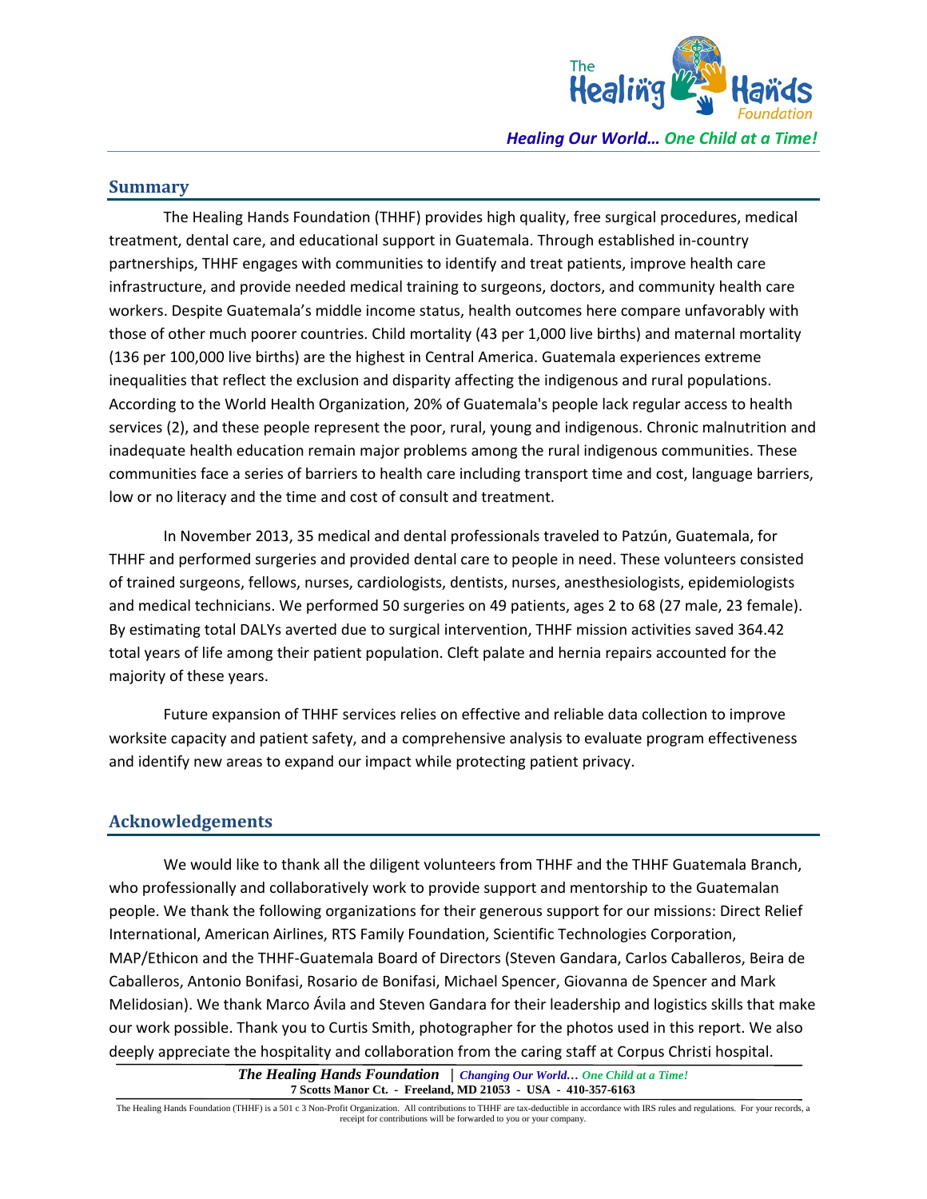## Summary

The Healing Hands Foundation (THHF) provides high quality, free surgical procedures, medical treatment, dental care, and educational support in Guatemala. Through established in-country partnerships, THHF engages with communities to identify and treat patients, improve health care infrastructure, and provide needed medical training to surgeons, doctors, and community health care workers. Despite Guatemala's middle income status, health outcomes here compare unfavorably with those of other much poorer countries. Child mortality (43 per 1,000 live births) and maternal mortality (136 per 100,000 live births) are the highest in Central America. Guatemala experiences extreme inequalities that reflect the exclusion and disparity affecting the indigenous and rural populations. According to the World Health Organization, 20% of Guatemala's people lack regular access to health services (2), and these people represent the poor, rural, young and indigenous. Chronic malnutrition and inadequate health education remain major problems among the rural indigenous communities. These communities face a series of barriers to health care including transport time and cost, language barriers, low or no literacy and the time and cost of consult and treatment.

In November 2013, 35 medical and dental professionals traveled to Patzún, Guatemala, for THHF and performed surgeries and provided dental care to people in need. These volunteers consisted of trained surgeons, fellows, nurses, cardiologists, dentists, nurses, anesthesiologists, epidemiologists and medical technicians. We performed 50 surgeries on 49 patients, ages 2 to 68 (27 male, 23 female). By estimating total DALYs averted due to surgical intervention, THHF mission activities saved 364.42 total years of life among their patient population. Cleft palate and hernia repairs accounted for the majority of these years.

Future expansion of THHF services relies on effective and reliable data collection to improve worksite capacity and patient safety, and a comprehensive analysis to evaluate program effectiveness and identify new areas to expand our impact while protecting patient privacy.

## Acknowledgements

We would like to thank all the diligent volunteers from THHF and the THHF Guatemala Branch, who professionally and collaboratively work to provide support and mentorship to the Guatemalan people. We thank the following organizations for their generous support for our missions: Direct Relief International, American Airlines, RTS Family Foundation, Scientific Technologies Corporation, MAP/Ethicon and the THHF-Guatemala Board of Directors (Steven Gandara, Carlos Caballeros, Beira de Caballeros, Antonio Bonifasi, Rosario de Bonifasi, Michael Spencer, Giovanna de Spencer and Mark Melidosian). We thank Marco Ávila and Steven Gandara for their leadership and logistics skills that make our work possible. Thank you to Curtis Smith, photographer for the photos used in this report. We also deeply appreciate the hospitality and collaboration from the caring staff at Corpus Christi hospital.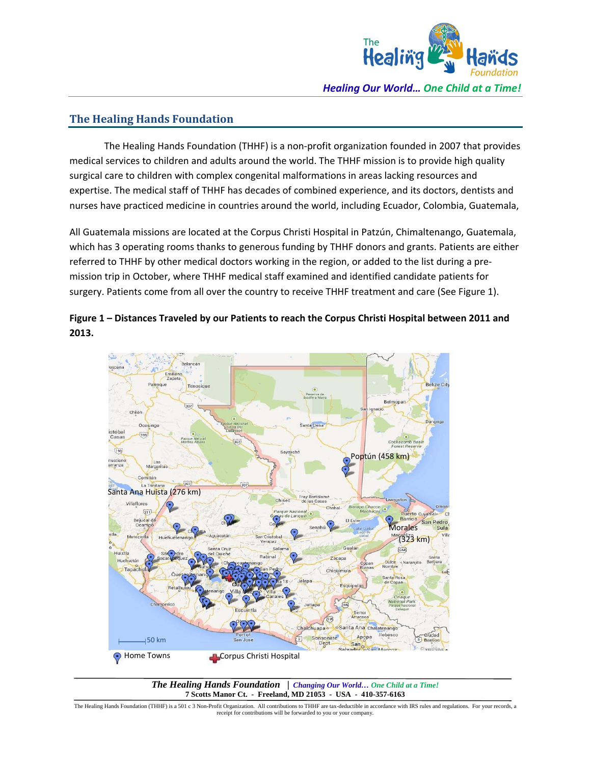## The Healing Hands Foundation

The Healing Hands Foundation (THHF) is a non-profit organization founded in 2007 that provides medical services to children and adults around the world. The THHF mission is to provide high quality surgical care to children with complex congenital malformations in areas lacking resources and expertise. The medical staff of THHF has decades of combined experience, and its doctors, dentists and nurses have practiced medicine in countries around the world, including Ecuador, Colombia, Guatemala,

All Guatemala missions are located at the Corpus Christi Hospital in Patzún, Chimaltenango, Guatemala, which has 3 operating rooms thanks to generous funding by THHF donors and grants. Patients are either referred to THHF by other medical doctors working in the region, or added to the list during a pre-mission trip in October, where THHF medical staff examined and identified candidate patients for surgery. Patients come from all over the country to receive THHF treatment and care (See Figure 1).

**Figure 1 – Distances Traveled by our Patients to reach the Corpus Christi Hospital between 2011 and 2013.**

Poptún (458 km)

Santa Ana Huista (276 km)

Morales (323 km)

Home Towns    Corpus Christi Hospital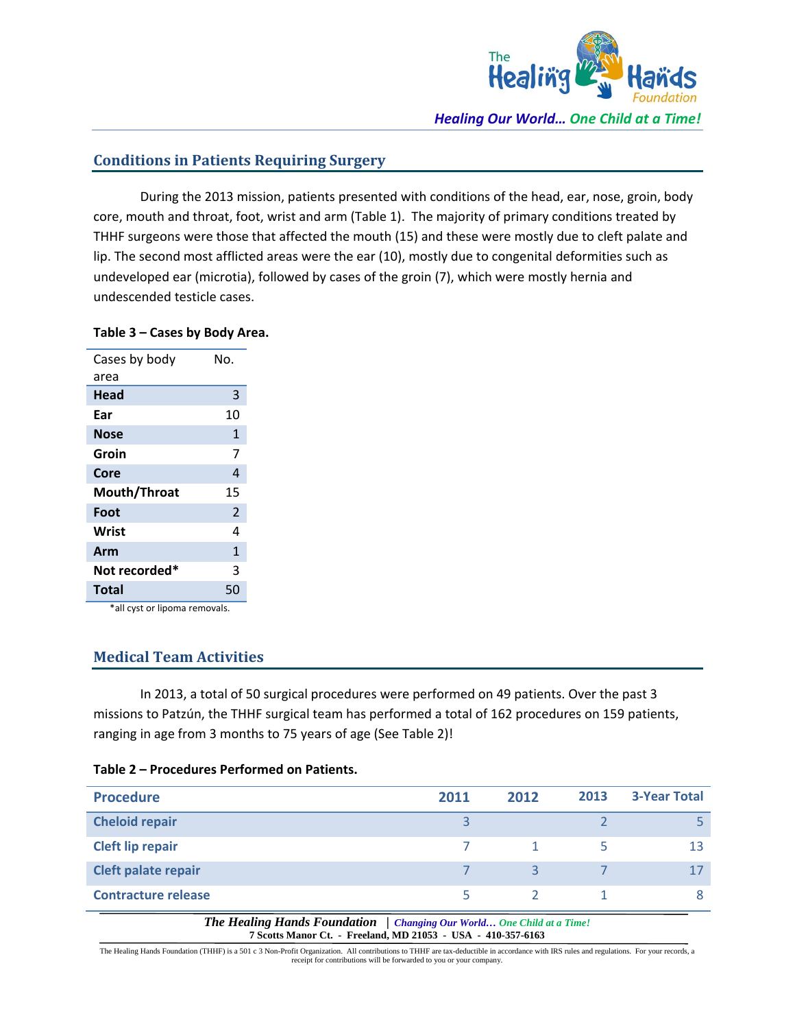## Conditions in Patients Requiring Surgery

During the 2013 mission, patients presented with conditions of the head, ear, nose, groin, body core, mouth and throat, foot, wrist and arm (Table 1). The majority of primary conditions treated by THHF surgeons were those that affected the mouth (15) and these were mostly due to cleft palate and lip. The second most afflicted areas were the ear (10), mostly due to congenital deformities such as undeveloped ear (microtia), followed by cases of the groin (7), which were mostly hernia and undescended testicle cases.

**Table 3 – Cases by Body Area.**

| Cases by body area | No. |
|---|---|
| **Head** | 3 |
| **Ear** | 10 |
| **Nose** | 1 |
| **Groin** | 7 |
| **Core** | 4 |
| **Mouth/Throat** | 15 |
| **Foot** | 2 |
| **Wrist** | 4 |
| **Arm** | 1 |
| **Not recorded*** | 3 |
| **Total** | 50 |

*all cyst or lipoma removals.

## Medical Team Activities

In 2013, a total of 50 surgical procedures were performed on 49 patients. Over the past 3 missions to Patzún, the THHF surgical team has performed a total of 162 procedures on 159 patients, ranging in age from 3 months to 75 years of age (See Table 2)!

**Table 2 – Procedures Performed on Patients.**

| Procedure | 2011 | 2012 | 2013 | 3-Year Total |
|---|---|---|---|---|
| Cheloid repair | 3 | | 2 | 5 |
| Cleft lip repair | 7 | 1 | 5 | 13 |
| Cleft palate repair | 7 | 3 | 7 | 17 |
| Contracture release | 5 | 2 | 1 | 8 |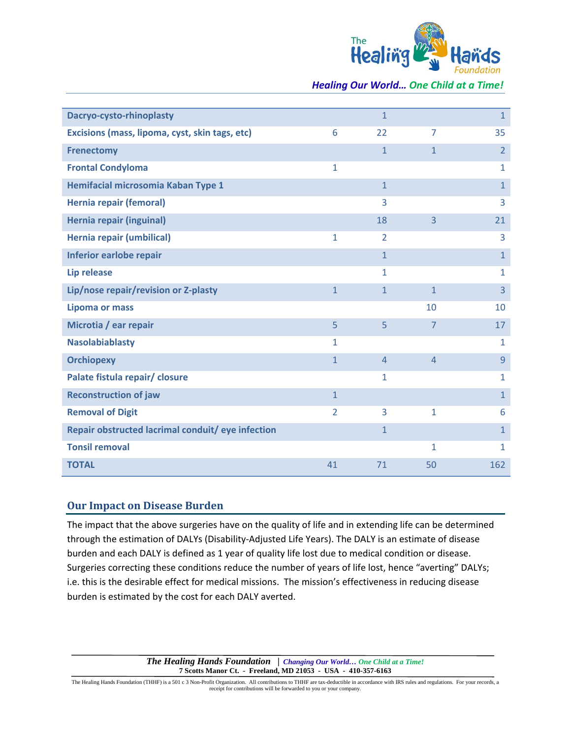| | | | | |
|---|---|---|---|---|
| **Dacryo-cysto-rhinoplasty** | | 1 | | 1 |
| **Excisions (mass, lipoma, cyst, skin tags, etc)** | 6 | 22 | 7 | 35 |
| **Frenectomy** | | 1 | 1 | 2 |
| **Frontal Condyloma** | 1 | | | 1 |
| **Hemifacial microsomia Kaban Type 1** | | 1 | | 1 |
| **Hernia repair (femoral)** | | 3 | | 3 |
| **Hernia repair (inguinal)** | | 18 | 3 | 21 |
| **Hernia repair (umbilical)** | 1 | 2 | | 3 |
| **Inferior earlobe repair** | | 1 | | 1 |
| **Lip release** | | 1 | | 1 |
| **Lip/nose repair/revision or Z-plasty** | 1 | 1 | 1 | 3 |
| **Lipoma or mass** | | | 10 | 10 |
| **Microtia / ear repair** | 5 | 5 | 7 | 17 |
| **Nasolabiablasty** | 1 | | | 1 |
| **Orchiopexy** | 1 | 4 | 4 | 9 |
| **Palate fistula repair/ closure** | | 1 | | 1 |
| **Reconstruction of jaw** | 1 | | | 1 |
| **Removal of Digit** | 2 | 3 | 1 | 6 |
| **Repair obstructed lacrimal conduit/ eye infection** | | 1 | | 1 |
| **Tonsil removal** | | | 1 | 1 |
| **TOTAL** | 41 | 71 | 50 | 162 |

## Our Impact on Disease Burden

The impact that the above surgeries have on the quality of life and in extending life can be determined through the estimation of DALYs (Disability-Adjusted Life Years). The DALY is an estimate of disease burden and each DALY is defined as 1 year of quality life lost due to medical condition or disease. Surgeries correcting these conditions reduce the number of years of life lost, hence "averting" DALYs; i.e. this is the desirable effect for medical missions. The mission's effectiveness in reducing disease burden is estimated by the cost for each DALY averted.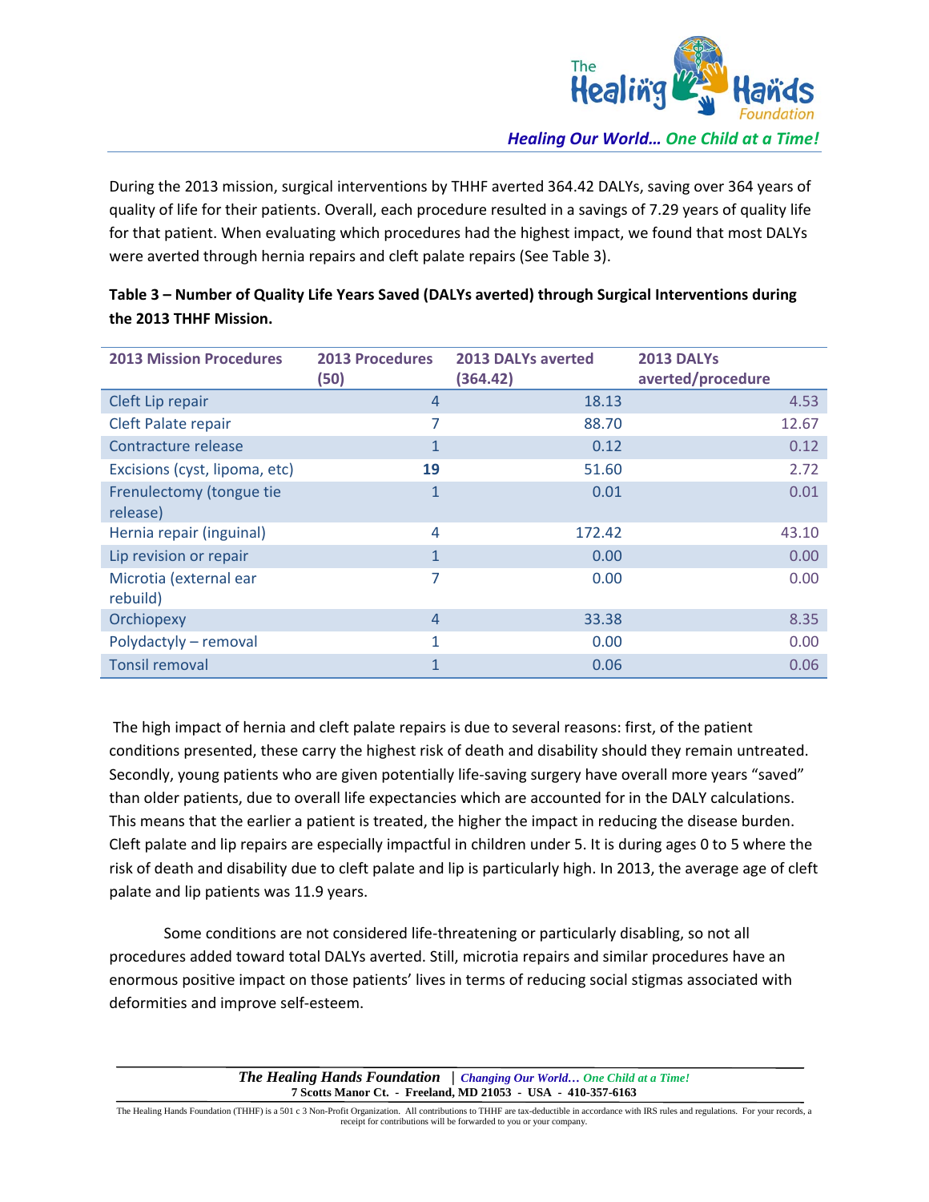During the 2013 mission, surgical interventions by THHF averted 364.42 DALYs, saving over 364 years of quality of life for their patients. Overall, each procedure resulted in a savings of 7.29 years of quality life for that patient. When evaluating which procedures had the highest impact, we found that most DALYs were averted through hernia repairs and cleft palate repairs (See Table 3).

**Table 3 – Number of Quality Life Years Saved (DALYs averted) through Surgical Interventions during the 2013 THHF Mission.**

| 2013 Mission Procedures | 2013 Procedures (50) | 2013 DALYs averted (364.42) | 2013 DALYs averted/procedure |
|---|---|---|---|
| Cleft Lip repair | 4 | 18.13 | 4.53 |
| Cleft Palate repair | 7 | 88.70 | 12.67 |
| Contracture release | 1 | 0.12 | 0.12 |
| Excisions (cyst, lipoma, etc) | **19** | 51.60 | 2.72 |
| Frenulectomy (tongue tie release) | 1 | 0.01 | 0.01 |
| Hernia repair (inguinal) | 4 | 172.42 | 43.10 |
| Lip revision or repair | 1 | 0.00 | 0.00 |
| Microtia (external ear rebuild) | 7 | 0.00 | 0.00 |
| Orchiopexy | 4 | 33.38 | 8.35 |
| Polydactyly – removal | 1 | 0.00 | 0.00 |
| Tonsil removal | 1 | 0.06 | 0.06 |

The high impact of hernia and cleft palate repairs is due to several reasons: first, of the patient conditions presented, these carry the highest risk of death and disability should they remain untreated. Secondly, young patients who are given potentially life-saving surgery have overall more years "saved" than older patients, due to overall life expectancies which are accounted for in the DALY calculations. This means that the earlier a patient is treated, the higher the impact in reducing the disease burden. Cleft palate and lip repairs are especially impactful in children under 5. It is during ages 0 to 5 where the risk of death and disability due to cleft palate and lip is particularly high. In 2013, the average age of cleft palate and lip patients was 11.9 years.

Some conditions are not considered life-threatening or particularly disabling, so not all procedures added toward total DALYs averted. Still, microtia repairs and similar procedures have an enormous positive impact on those patients' lives in terms of reducing social stigmas associated with deformities and improve self-esteem.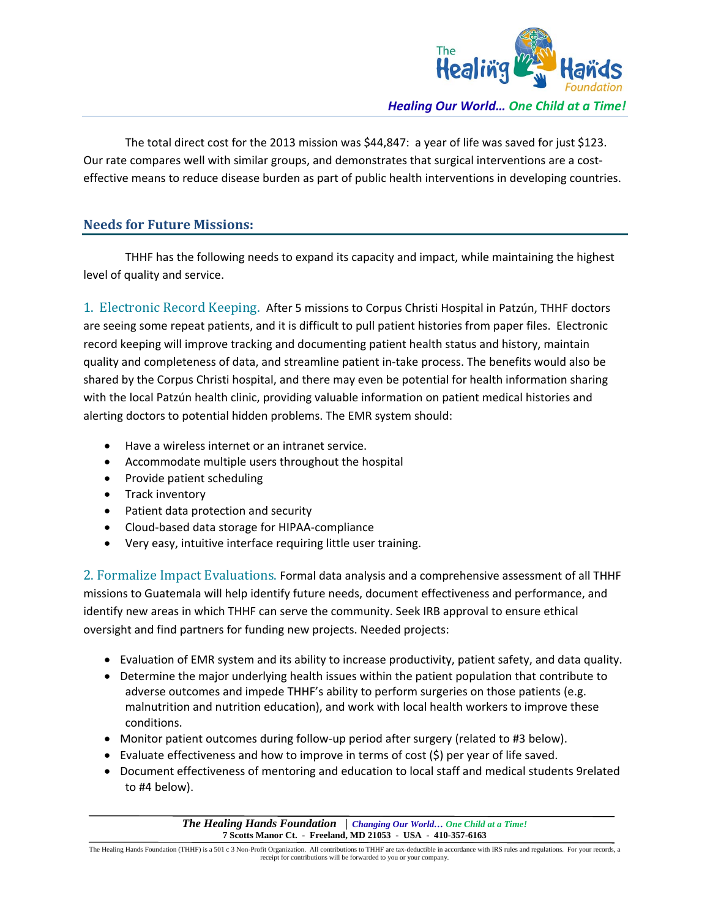The total direct cost for the 2013 mission was $44,847: a year of life was saved for just $123. Our rate compares well with similar groups, and demonstrates that surgical interventions are a cost-effective means to reduce disease burden as part of public health interventions in developing countries.

## Needs for Future Missions:

THHF has the following needs to expand its capacity and impact, while maintaining the highest level of quality and service.

**1. Electronic Record Keeping.** After 5 missions to Corpus Christi Hospital in Patzún, THHF doctors are seeing some repeat patients, and it is difficult to pull patient histories from paper files. Electronic record keeping will improve tracking and documenting patient health status and history, maintain quality and completeness of data, and streamline patient in-take process. The benefits would also be shared by the Corpus Christi hospital, and there may even be potential for health information sharing with the local Patzún health clinic, providing valuable information on patient medical histories and alerting doctors to potential hidden problems. The EMR system should:

- Have a wireless internet or an intranet service.
- Accommodate multiple users throughout the hospital
- Provide patient scheduling
- Track inventory
- Patient data protection and security
- Cloud-based data storage for HIPAA-compliance
- Very easy, intuitive interface requiring little user training.

**2. Formalize Impact Evaluations.** Formal data analysis and a comprehensive assessment of all THHF missions to Guatemala will help identify future needs, document effectiveness and performance, and identify new areas in which THHF can serve the community. Seek IRB approval to ensure ethical oversight and find partners for funding new projects. Needed projects:

- Evaluation of EMR system and its ability to increase productivity, patient safety, and data quality.
- Determine the major underlying health issues within the patient population that contribute to adverse outcomes and impede THHF's ability to perform surgeries on those patients (e.g. malnutrition and nutrition education), and work with local health workers to improve these conditions.
- Monitor patient outcomes during follow-up period after surgery (related to #3 below).
- Evaluate effectiveness and how to improve in terms of cost ($) per year of life saved.
- Document effectiveness of mentoring and education to local staff and medical students 9related to #4 below).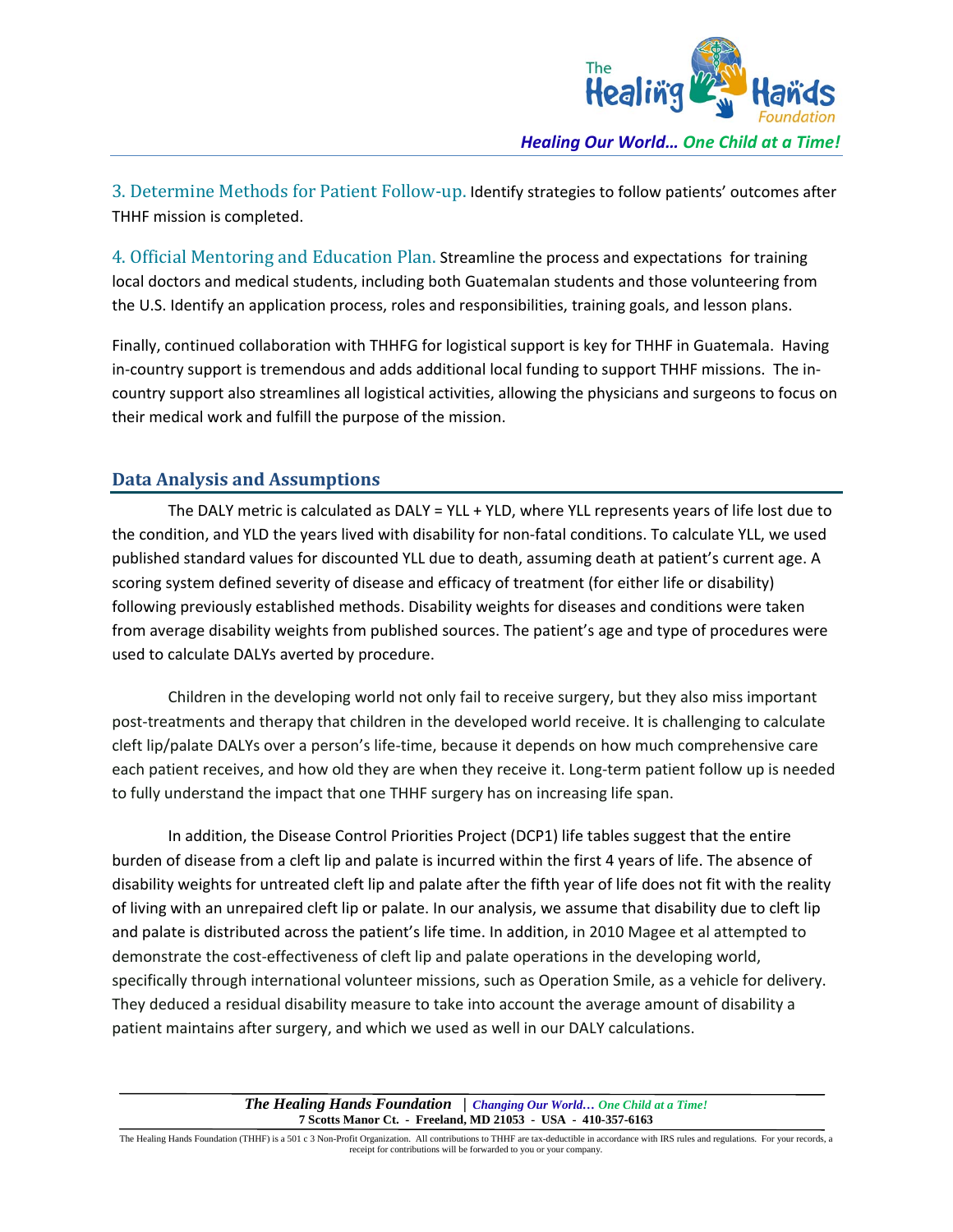3. Determine Methods for Patient Follow-up. Identify strategies to follow patients' outcomes after THHF mission is completed.

4. Official Mentoring and Education Plan. Streamline the process and expectations for training local doctors and medical students, including both Guatemalan students and those volunteering from the U.S. Identify an application process, roles and responsibilities, training goals, and lesson plans.

Finally, continued collaboration with THHFG for logistical support is key for THHF in Guatemala. Having in-country support is tremendous and adds additional local funding to support THHF missions. The in-country support also streamlines all logistical activities, allowing the physicians and surgeons to focus on their medical work and fulfill the purpose of the mission.

## Data Analysis and Assumptions

The DALY metric is calculated as DALY = YLL + YLD, where YLL represents years of life lost due to the condition, and YLD the years lived with disability for non-fatal conditions. To calculate YLL, we used published standard values for discounted YLL due to death, assuming death at patient's current age. A scoring system defined severity of disease and efficacy of treatment (for either life or disability) following previously established methods. Disability weights for diseases and conditions were taken from average disability weights from published sources. The patient's age and type of procedures were used to calculate DALYs averted by procedure.

Children in the developing world not only fail to receive surgery, but they also miss important post-treatments and therapy that children in the developed world receive. It is challenging to calculate cleft lip/palate DALYs over a person's life-time, because it depends on how much comprehensive care each patient receives, and how old they are when they receive it. Long-term patient follow up is needed to fully understand the impact that one THHF surgery has on increasing life span.

In addition, the Disease Control Priorities Project (DCP1) life tables suggest that the entire burden of disease from a cleft lip and palate is incurred within the first 4 years of life. The absence of disability weights for untreated cleft lip and palate after the fifth year of life does not fit with the reality of living with an unrepaired cleft lip or palate. In our analysis, we assume that disability due to cleft lip and palate is distributed across the patient's life time. In addition, in 2010 Magee et al attempted to demonstrate the cost-effectiveness of cleft lip and palate operations in the developing world, specifically through international volunteer missions, such as Operation Smile, as a vehicle for delivery. They deduced a residual disability measure to take into account the average amount of disability a patient maintains after surgery, and which we used as well in our DALY calculations.